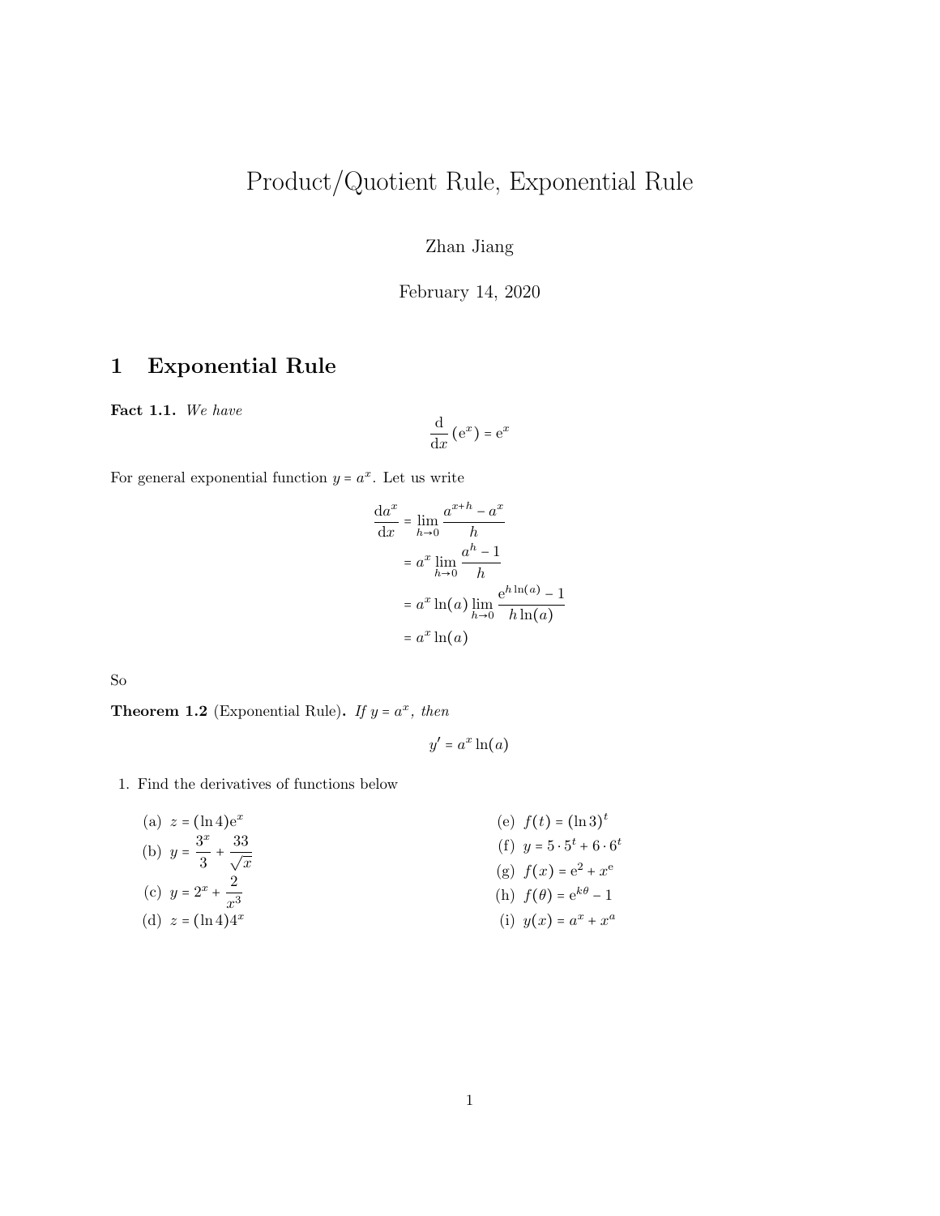# Product/Quotient Rule, Exponential Rule

Zhan Jiang

February 14, 2020

## 1 Exponential Rule

**Fact 1.1.** *We have*

$$\frac{\mathrm{d}}{\mathrm{d}x}\left(\mathrm{e}^x\right) = \mathrm{e}^x$$

For general exponential function $y = a^x$. Let us write

$$\begin{aligned}
\frac{\mathrm{d}a^x}{\mathrm{d}x} &= \lim_{h\to 0} \frac{a^{x+h} - a^x}{h} \\
&= a^x \lim_{h\to 0} \frac{a^h - 1}{h} \\
&= a^x \ln(a) \lim_{h\to 0} \frac{\mathrm{e}^{h\ln(a)} - 1}{h\ln(a)} \\
&= a^x \ln(a)
\end{aligned}$$

So

**Theorem 1.2** (Exponential Rule)**.** *If $y = a^x$, then*

$$y' = a^x \ln(a)$$

1. Find the derivatives of functions below

   (a) $z = (\ln 4)\mathrm{e}^x$

   (b) $y = \dfrac{3^x}{3} + \dfrac{33}{\sqrt{x}}$

   (c) $y = 2^x + \dfrac{2}{x^3}$

   (d) $z = (\ln 4)4^x$

   (e) $f(t) = (\ln 3)^t$

   (f) $y = 5 \cdot 5^t + 6 \cdot 6^t$

   (g) $f(x) = \mathrm{e}^2 + x^{\mathrm{e}}$

   (h) $f(\theta) = \mathrm{e}^{k\theta} - 1$

   (i) $y(x) = a^x + x^a$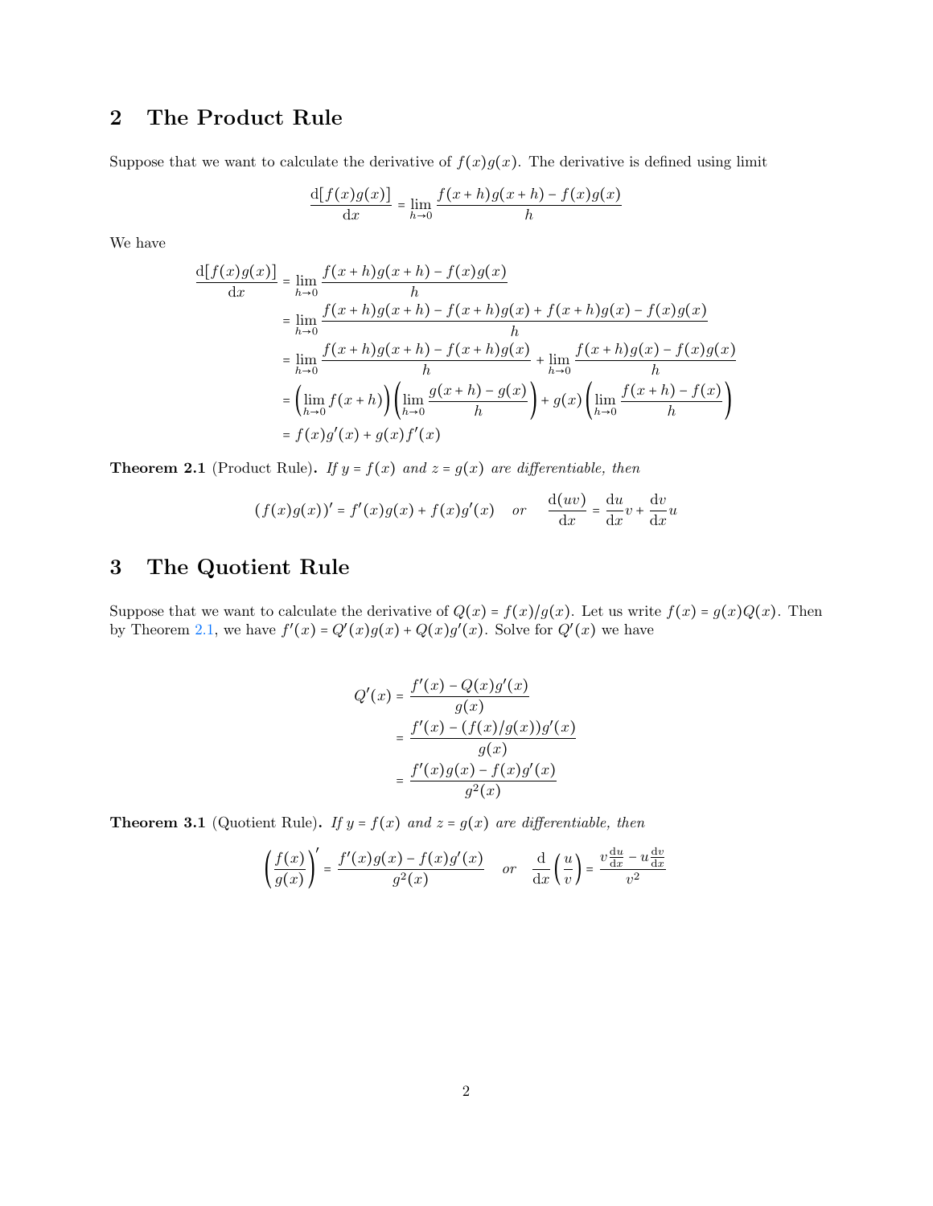## 2 The Product Rule

Suppose that we want to calculate the derivative of $f(x)g(x)$. The derivative is defined using limit

$$\frac{\mathrm{d}[f(x)g(x)]}{\mathrm{d}x} = \lim_{h\to 0} \frac{f(x+h)g(x+h) - f(x)g(x)}{h}$$

We have

$$\begin{aligned}
\frac{\mathrm{d}[f(x)g(x)]}{\mathrm{d}x} &= \lim_{h\to 0} \frac{f(x+h)g(x+h) - f(x)g(x)}{h} \\
&= \lim_{h\to 0} \frac{f(x+h)g(x+h) - f(x+h)g(x) + f(x+h)g(x) - f(x)g(x)}{h} \\
&= \lim_{h\to 0} \frac{f(x+h)g(x+h) - f(x+h)g(x)}{h} + \lim_{h\to 0} \frac{f(x+h)g(x) - f(x)g(x)}{h} \\
&= \left(\lim_{h\to 0} f(x+h)\right)\left(\lim_{h\to 0} \frac{g(x+h) - g(x)}{h}\right) + g(x)\left(\lim_{h\to 0} \frac{f(x+h) - f(x)}{h}\right) \\
&= f(x)g'(x) + g(x)f'(x)
\end{aligned}$$

**Theorem 2.1** (Product Rule). *If $y = f(x)$ and $z = g(x)$ are differentiable, then*

$$(f(x)g(x))' = f'(x)g(x) + f(x)g'(x) \quad \text{or} \quad \frac{\mathrm{d}(uv)}{\mathrm{d}x} = \frac{\mathrm{d}u}{\mathrm{d}x}v + \frac{\mathrm{d}v}{\mathrm{d}x}u$$

## 3 The Quotient Rule

Suppose that we want to calculate the derivative of $Q(x) = f(x)/g(x)$. Let us write $f(x) = g(x)Q(x)$. Then by Theorem 2.1, we have $f'(x) = Q'(x)g(x) + Q(x)g'(x)$. Solve for $Q'(x)$ we have

$$\begin{aligned}
Q'(x) &= \frac{f'(x) - Q(x)g'(x)}{g(x)} \\
&= \frac{f'(x) - (f(x)/g(x))g'(x)}{g(x)} \\
&= \frac{f'(x)g(x) - f(x)g'(x)}{g^2(x)}
\end{aligned}$$

**Theorem 3.1** (Quotient Rule). *If $y = f(x)$ and $z = g(x)$ are differentiable, then*

$$\left(\frac{f(x)}{g(x)}\right)' = \frac{f'(x)g(x) - f(x)g'(x)}{g^2(x)} \quad \text{or} \quad \frac{\mathrm{d}}{\mathrm{d}x}\left(\frac{u}{v}\right) = \frac{v\frac{\mathrm{d}u}{\mathrm{d}x} - u\frac{\mathrm{d}v}{\mathrm{d}x}}{v^2}$$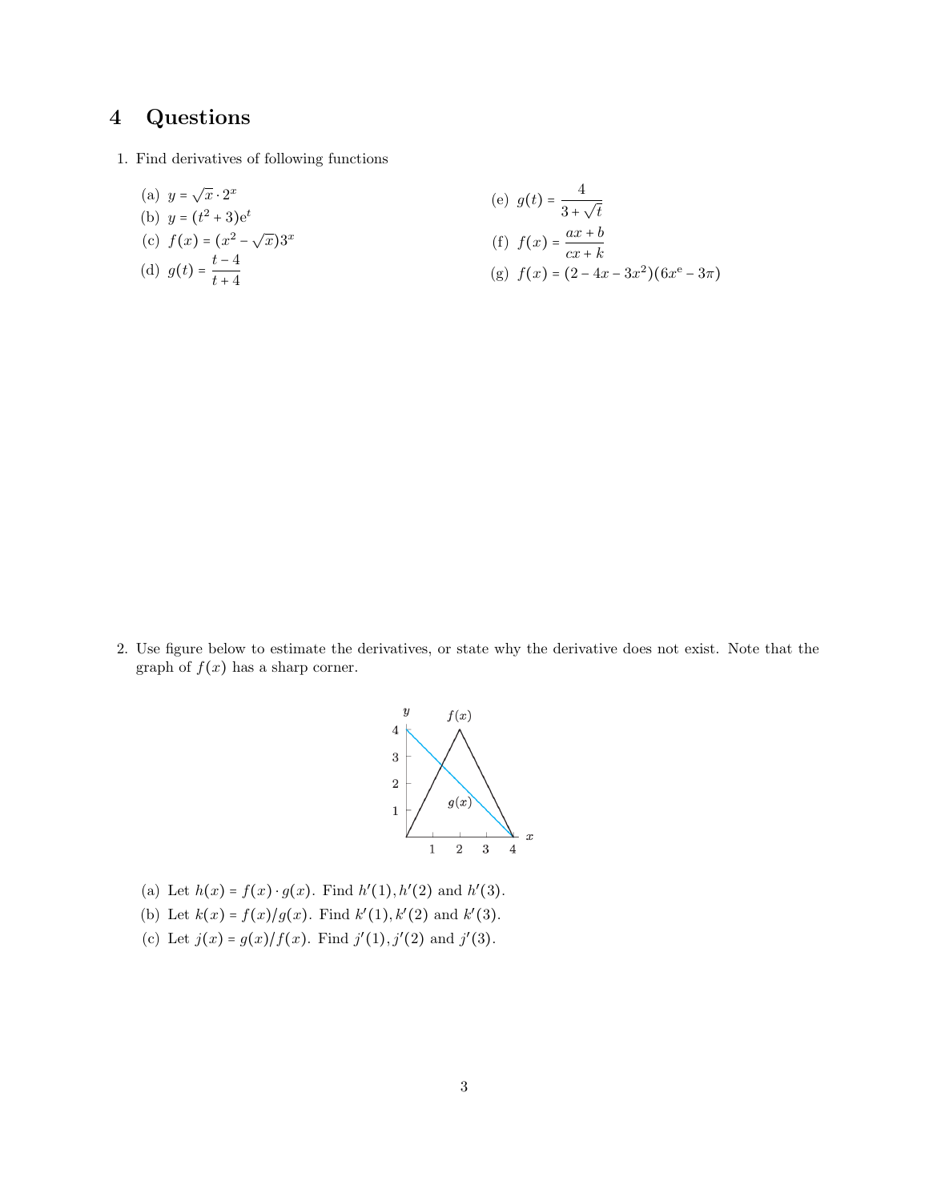# 4 Questions

1. Find derivatives of following functions

   (a) $y = \sqrt{x} \cdot 2^x$

   (b) $y = (t^2 + 3)e^t$

   (c) $f(x) = (x^2 - \sqrt{x})3^x$

   (d) $g(t) = \dfrac{t-4}{t+4}$

   (e) $g(t) = \dfrac{4}{3 + \sqrt{t}}$

   (f) $f(x) = \dfrac{ax + b}{cx + k}$

   (g) $f(x) = (2 - 4x - 3x^2)(6x^e - 3\pi)$

2. Use figure below to estimate the derivatives, or state why the derivative does not exist. Note that the graph of $f(x)$ has a sharp corner.

   (a) Let $h(x) = f(x) \cdot g(x)$. Find $h'(1), h'(2)$ and $h'(3)$.

   (b) Let $k(x) = f(x)/g(x)$. Find $k'(1), k'(2)$ and $k'(3)$.

   (c) Let $j(x) = g(x)/f(x)$. Find $j'(1), j'(2)$ and $j'(3)$.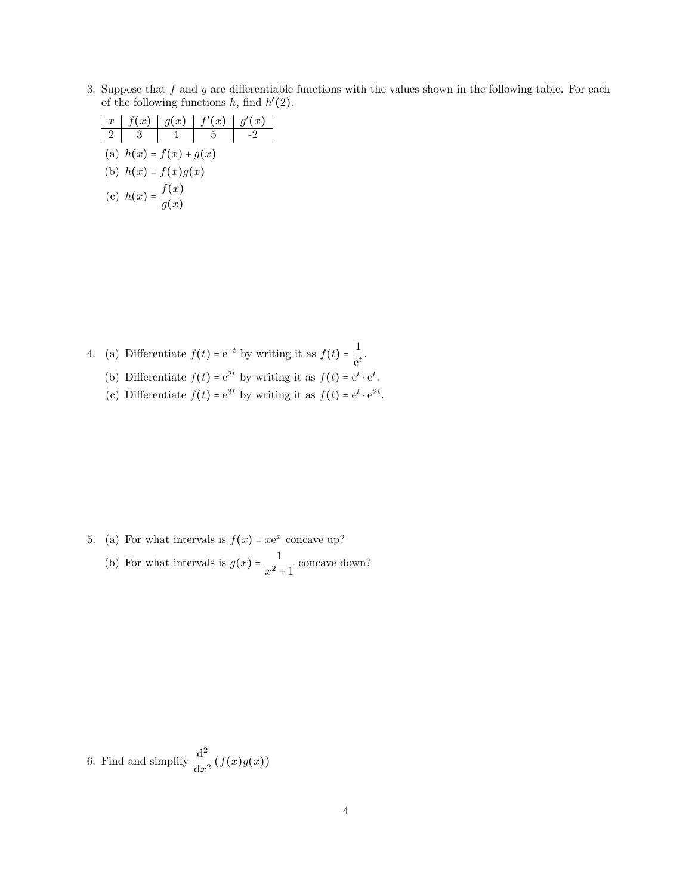3. Suppose that $f$ and $g$ are differentiable functions with the values shown in the following table. For each of the following functions $h$, find $h'(2)$.

| $x$ | $f(x)$ | $g(x)$ | $f'(x)$ | $g'(x)$ |
|---|---|---|---|---|
| 2 | 3 | 4 | 5 | -2 |

   (a) $h(x) = f(x) + g(x)$

   (b) $h(x) = f(x)g(x)$

   (c) $h(x) = \dfrac{f(x)}{g(x)}$

4. (a) Differentiate $f(t) = \mathrm{e}^{-t}$ by writing it as $f(t) = \dfrac{1}{\mathrm{e}^t}$.

   (b) Differentiate $f(t) = \mathrm{e}^{2t}$ by writing it as $f(t) = \mathrm{e}^t \cdot \mathrm{e}^t$.

   (c) Differentiate $f(t) = \mathrm{e}^{3t}$ by writing it as $f(t) = \mathrm{e}^t \cdot \mathrm{e}^{2t}$.

5. (a) For what intervals is $f(x) = x\mathrm{e}^x$ concave up?

   (b) For what intervals is $g(x) = \dfrac{1}{x^2 + 1}$ concave down?

6. Find and simplify $\dfrac{\mathrm{d}^2}{\mathrm{d}x^2}\left(f(x)g(x)\right)$